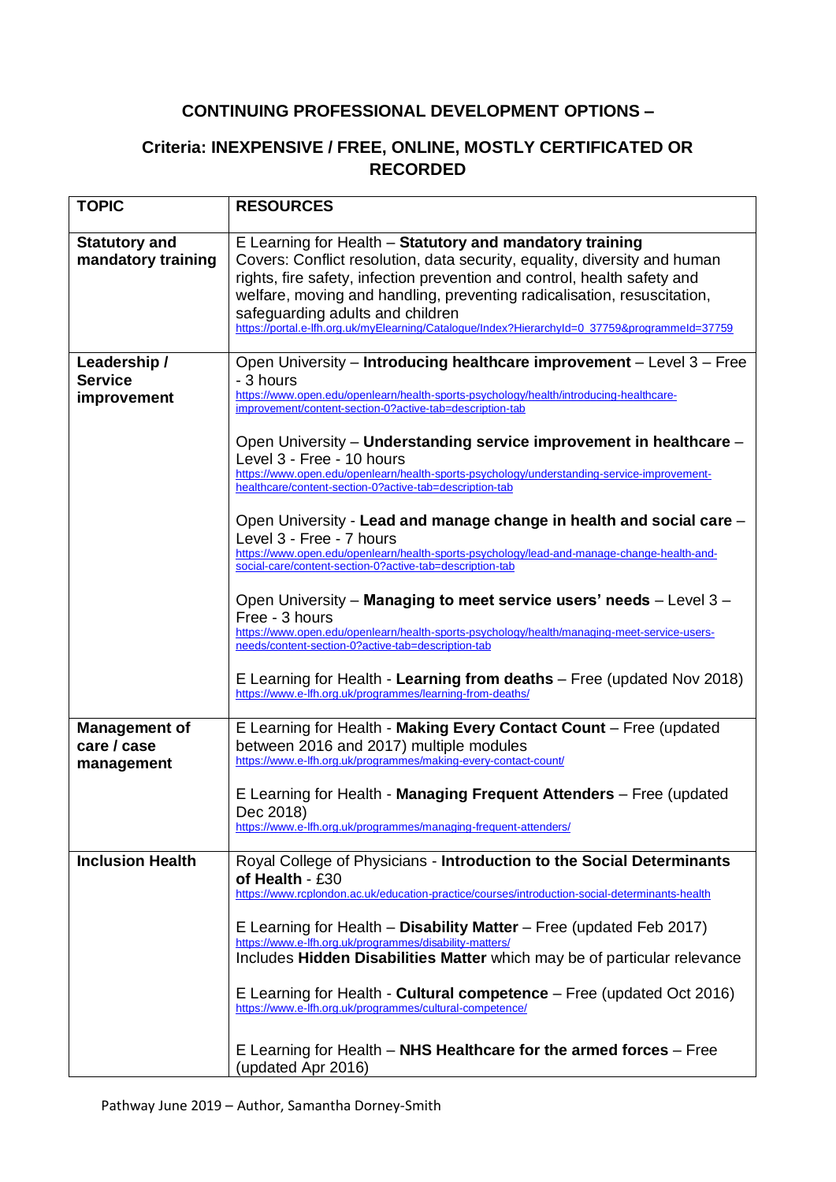# CONTINUING PROFESSIONAL DEVELOPMENT OPTIONS –

## Criteria: INEXPENSIVE / FREE, ONLINE, MOSTLY CERTIFICATED OR RECORDED

| TOPIC | RESOURCES |
|---|---|
| **Statutory and mandatory training** | E Learning for Health – **Statutory and mandatory training**<br>Covers: Conflict resolution, data security, equality, diversity and human rights, fire safety, infection prevention and control, health safety and welfare, moving and handling, preventing radicalisation, resuscitation, safeguarding adults and children<br>https://portal.e-lfh.org.uk/myElearning/Catalogue/Index?HierarchyId=0_37759&programmeId=37759 |
| **Leadership / Service improvement** | Open University – **Introducing healthcare improvement** – Level 3 – Free - 3 hours<br>https://www.open.edu/openlearn/health-sports-psychology/health/introducing-healthcare-improvement/content-section-0?active-tab=description-tab<br><br>Open University – **Understanding service improvement in healthcare** – Level 3 - Free - 10 hours<br>https://www.open.edu/openlearn/health-sports-psychology/understanding-service-improvement-healthcare/content-section-0?active-tab=description-tab<br><br>Open University - **Lead and manage change in health and social care** – Level 3 - Free - 7 hours<br>https://www.open.edu/openlearn/health-sports-psychology/lead-and-manage-change-health-and-social-care/content-section-0?active-tab=description-tab<br><br>Open University – **Managing to meet service users' needs** – Level 3 – Free - 3 hours<br>https://www.open.edu/openlearn/health-sports-psychology/health/managing-meet-service-users-needs/content-section-0?active-tab=description-tab<br><br>E Learning for Health - **Learning from deaths** – Free (updated Nov 2018)<br>https://www.e-lfh.org.uk/programmes/learning-from-deaths/ |
| **Management of care / case management** | E Learning for Health - **Making Every Contact Count** – Free (updated between 2016 and 2017) multiple modules<br>https://www.e-lfh.org.uk/programmes/making-every-contact-count/<br><br>E Learning for Health - **Managing Frequent Attenders** – Free (updated Dec 2018)<br>https://www.e-lfh.org.uk/programmes/managing-frequent-attenders/ |
| **Inclusion Health** | Royal College of Physicians - **Introduction to the Social Determinants of Health** - £30<br>https://www.rcplondon.ac.uk/education-practice/courses/introduction-social-determinants-health<br><br>E Learning for Health – **Disability Matter** – Free (updated Feb 2017)<br>https://www.e-lfh.org.uk/programmes/disability-matters/<br>Includes **Hidden Disabilities Matter** which may be of particular relevance<br><br>E Learning for Health - **Cultural competence** – Free (updated Oct 2016)<br>https://www.e-lfh.org.uk/programmes/cultural-competence/<br><br>E Learning for Health – **NHS Healthcare for the armed forces** – Free (updated Apr 2016) |

Pathway June 2019 – Author, Samantha Dorney-Smith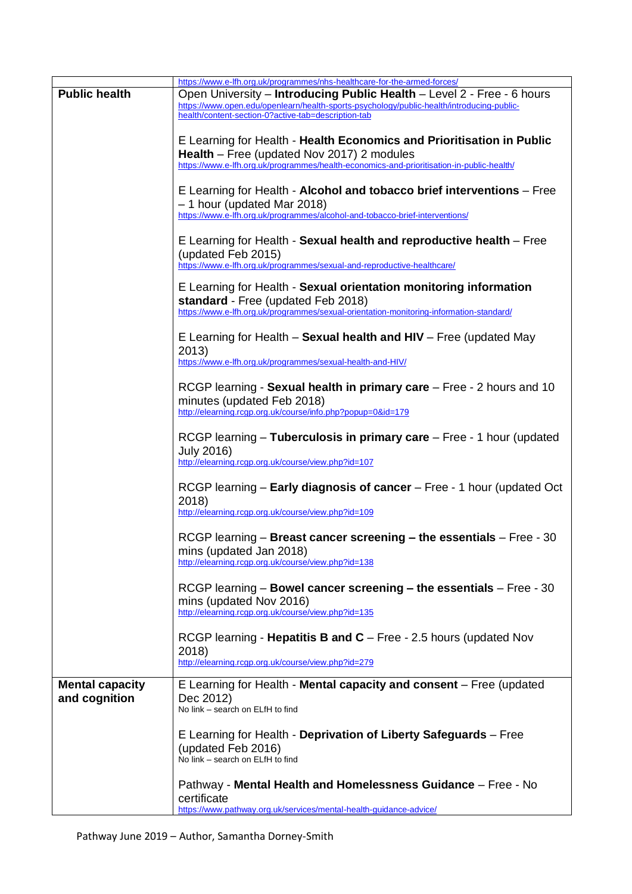| | |
|---|---|
| | https://www.e-lfh.org.uk/programmes/nhs-healthcare-for-the-armed-forces/ |
| **Public health** | Open University – **Introducing Public Health** – Level 2 - Free - 6 hours<br>https://www.open.edu/openlearn/health-sports-psychology/public-health/introducing-public-health/content-section-0?active-tab=description-tab<br><br>E Learning for Health - **Health Economics and Prioritisation in Public Health** – Free (updated Nov 2017) 2 modules<br>https://www.e-lfh.org.uk/programmes/health-economics-and-prioritisation-in-public-health/<br><br>E Learning for Health - **Alcohol and tobacco brief interventions** – Free – 1 hour (updated Mar 2018)<br>https://www.e-lfh.org.uk/programmes/alcohol-and-tobacco-brief-interventions/<br><br>E Learning for Health - **Sexual health and reproductive health** – Free (updated Feb 2015)<br>https://www.e-lfh.org.uk/programmes/sexual-and-reproductive-healthcare/<br><br>E Learning for Health - **Sexual orientation monitoring information standard** - Free (updated Feb 2018)<br>https://www.e-lfh.org.uk/programmes/sexual-orientation-monitoring-information-standard/<br><br>E Learning for Health – **Sexual health and HIV** – Free (updated May 2013)<br>https://www.e-lfh.org.uk/programmes/sexual-health-and-HIV/<br><br>RCGP learning - **Sexual health in primary care** – Free - 2 hours and 10 minutes (updated Feb 2018)<br>http://elearning.rcgp.org.uk/course/info.php?popup=0&id=179<br><br>RCGP learning – **Tuberculosis in primary care** – Free - 1 hour (updated July 2016)<br>http://elearning.rcgp.org.uk/course/view.php?id=107<br><br>RCGP learning – **Early diagnosis of cancer** – Free - 1 hour (updated Oct 2018)<br>http://elearning.rcgp.org.uk/course/view.php?id=109<br><br>RCGP learning – **Breast cancer screening – the essentials** – Free - 30 mins (updated Jan 2018)<br>http://elearning.rcgp.org.uk/course/view.php?id=138<br><br>RCGP learning – **Bowel cancer screening – the essentials** – Free - 30 mins (updated Nov 2016)<br>http://elearning.rcgp.org.uk/course/view.php?id=135<br><br>RCGP learning - **Hepatitis B and C** – Free - 2.5 hours (updated Nov 2018)<br>http://elearning.rcgp.org.uk/course/view.php?id=279 |
| **Mental capacity and cognition** | E Learning for Health - **Mental capacity and consent** – Free (updated Dec 2012)<br>No link – search on ELfH to find<br><br>E Learning for Health - **Deprivation of Liberty Safeguards** – Free (updated Feb 2016)<br>No link – search on ELfH to find<br><br>Pathway - **Mental Health and Homelessness Guidance** – Free - No certificate<br>https://www.pathway.org.uk/services/mental-health-guidance-advice/ |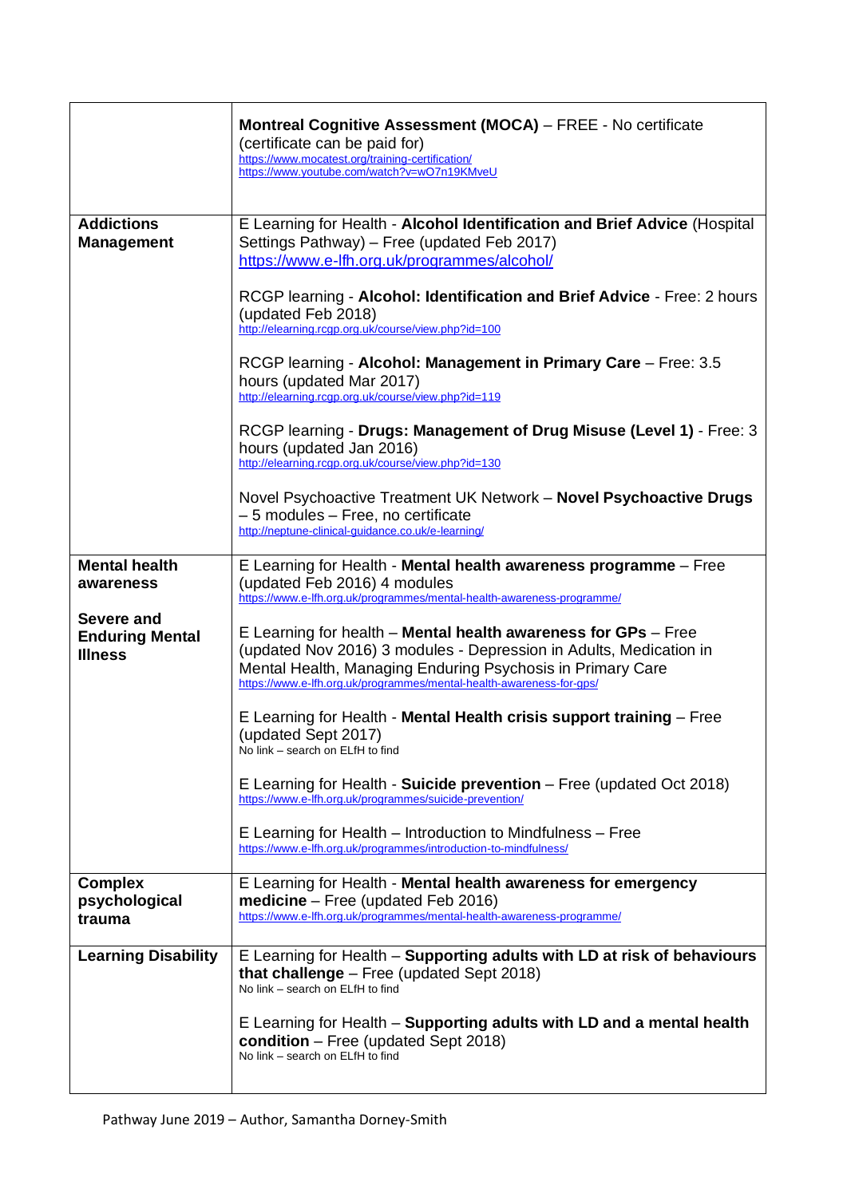| | |
|---|---|
| | **Montreal Cognitive Assessment (MOCA)** – FREE - No certificate (certificate can be paid for)<br>https://www.mocatest.org/training-certification/<br>https://www.youtube.com/watch?v=wO7n19KMveU |
| **Addictions Management** | E Learning for Health - **Alcohol Identification and Brief Advice** (Hospital Settings Pathway) – Free (updated Feb 2017)<br>https://www.e-lfh.org.uk/programmes/alcohol/<br><br>RCGP learning - **Alcohol: Identification and Brief Advice** - Free: 2 hours (updated Feb 2018)<br>http://elearning.rcgp.org.uk/course/view.php?id=100<br><br>RCGP learning - **Alcohol: Management in Primary Care** – Free: 3.5 hours (updated Mar 2017)<br>http://elearning.rcgp.org.uk/course/view.php?id=119<br><br>RCGP learning - **Drugs: Management of Drug Misuse (Level 1)** - Free: 3 hours (updated Jan 2016)<br>http://elearning.rcgp.org.uk/course/view.php?id=130<br><br>Novel Psychoactive Treatment UK Network – **Novel Psychoactive Drugs** – 5 modules – Free, no certificate<br>http://neptune-clinical-guidance.co.uk/e-learning/ |
| **Mental health awareness**<br><br>**Severe and Enduring Mental Illness** | E Learning for Health - **Mental health awareness programme** – Free (updated Feb 2016) 4 modules<br>https://www.e-lfh.org.uk/programmes/mental-health-awareness-programme/<br><br>E Learning for health – **Mental health awareness for GPs** – Free (updated Nov 2016) 3 modules - Depression in Adults, Medication in Mental Health, Managing Enduring Psychosis in Primary Care<br>https://www.e-lfh.org.uk/programmes/mental-health-awareness-for-gps/<br><br>E Learning for Health - **Mental Health crisis support training** – Free (updated Sept 2017)<br>No link – search on ELfH to find<br><br>E Learning for Health - **Suicide prevention** – Free (updated Oct 2018)<br>https://www.e-lfh.org.uk/programmes/suicide-prevention/<br><br>E Learning for Health – Introduction to Mindfulness – Free<br>https://www.e-lfh.org.uk/programmes/introduction-to-mindfulness/ |
| **Complex psychological trauma** | E Learning for Health - **Mental health awareness for emergency medicine** – Free (updated Feb 2016)<br>https://www.e-lfh.org.uk/programmes/mental-health-awareness-programme/ |
| **Learning Disability** | E Learning for Health – **Supporting adults with LD at risk of behaviours that challenge** – Free (updated Sept 2018)<br>No link – search on ELfH to find<br><br>E Learning for Health – **Supporting adults with LD and a mental health condition** – Free (updated Sept 2018)<br>No link – search on ELfH to find |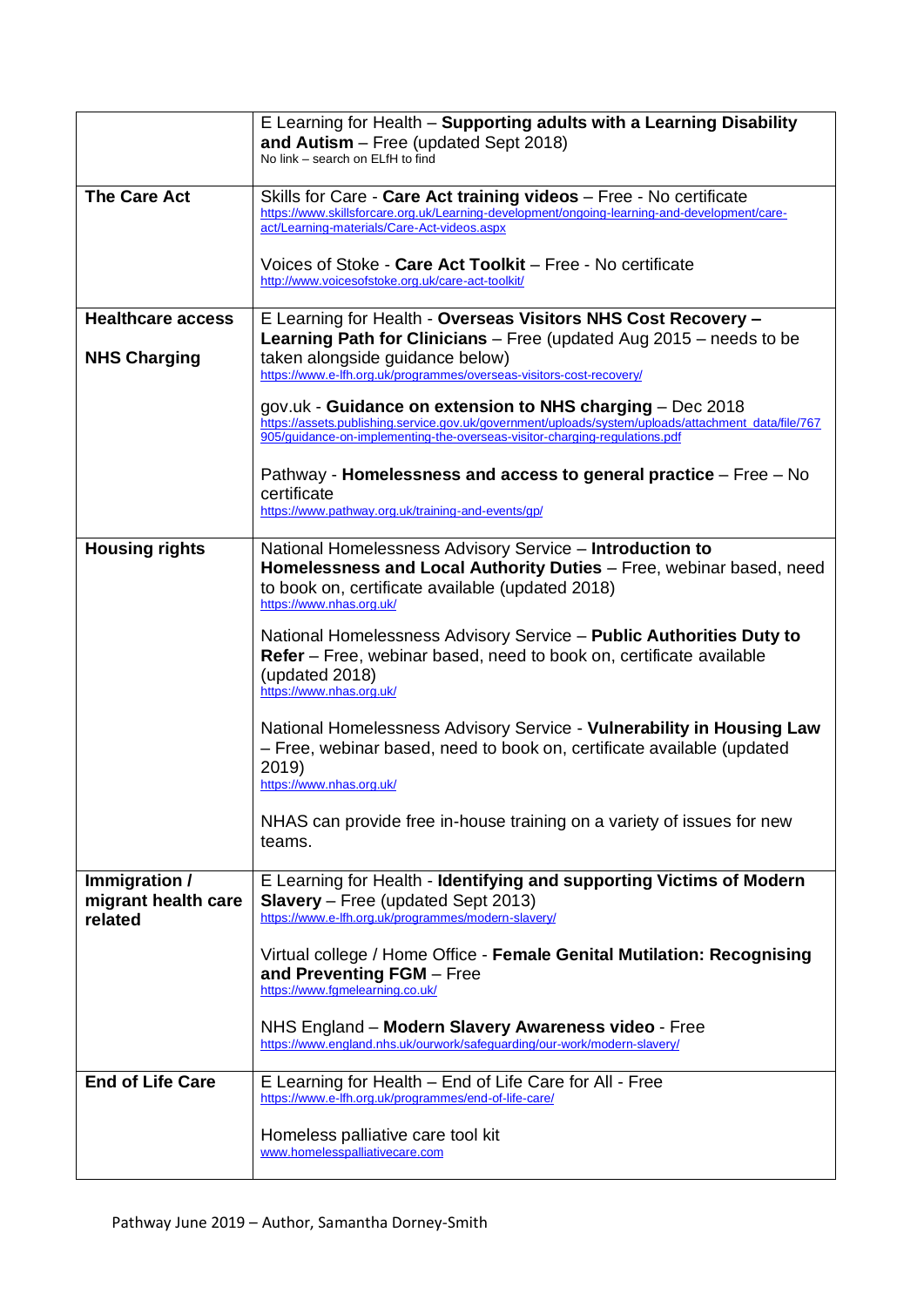| | |
|---|---|
| | E Learning for Health – **Supporting adults with a Learning Disability and Autism** – Free (updated Sept 2018)<br>No link – search on ELfH to find |
| **The Care Act** | Skills for Care - **Care Act training videos** – Free - No certificate<br>https://www.skillsforcare.org.uk/Learning-development/ongoing-learning-and-development/care-act/Learning-materials/Care-Act-videos.aspx<br><br>Voices of Stoke - **Care Act Toolkit** – Free - No certificate<br>http://www.voicesofstoke.org.uk/care-act-toolkit/ |
| **Healthcare access**<br><br>**NHS Charging** | E Learning for Health - **Overseas Visitors NHS Cost Recovery – Learning Path for Clinicians** – Free (updated Aug 2015 – needs to be taken alongside guidance below)<br>https://www.e-lfh.org.uk/programmes/overseas-visitors-cost-recovery/<br><br>gov.uk - **Guidance on extension to NHS charging** – Dec 2018<br>https://assets.publishing.service.gov.uk/government/uploads/system/uploads/attachment_data/file/767905/guidance-on-implementing-the-overseas-visitor-charging-regulations.pdf<br><br>Pathway - **Homelessness and access to general practice** – Free – No certificate<br>https://www.pathway.org.uk/training-and-events/gp/ |
| **Housing rights** | National Homelessness Advisory Service – **Introduction to Homelessness and Local Authority Duties** – Free, webinar based, need to book on, certificate available (updated 2018)<br>https://www.nhas.org.uk/<br><br>National Homelessness Advisory Service – **Public Authorities Duty to Refer** – Free, webinar based, need to book on, certificate available (updated 2018)<br>https://www.nhas.org.uk/<br><br>National Homelessness Advisory Service - **Vulnerability in Housing Law** – Free, webinar based, need to book on, certificate available (updated 2019)<br>https://www.nhas.org.uk/<br><br>NHAS can provide free in-house training on a variety of issues for new teams. |
| **Immigration / migrant health care related** | E Learning for Health - **Identifying and supporting Victims of Modern Slavery** – Free (updated Sept 2013)<br>https://www.e-lfh.org.uk/programmes/modern-slavery/<br><br>Virtual college / Home Office - **Female Genital Mutilation: Recognising and Preventing FGM** – Free<br>https://www.fgmelearning.co.uk/<br><br>NHS England – **Modern Slavery Awareness video** - Free<br>https://www.england.nhs.uk/ourwork/safeguarding/our-work/modern-slavery/ |
| **End of Life Care** | E Learning for Health – End of Life Care for All - Free<br>https://www.e-lfh.org.uk/programmes/end-of-life-care/<br><br>Homeless palliative care tool kit<br>www.homelesspalliativecare.com |

Pathway June 2019 – Author, Samantha Dorney-Smith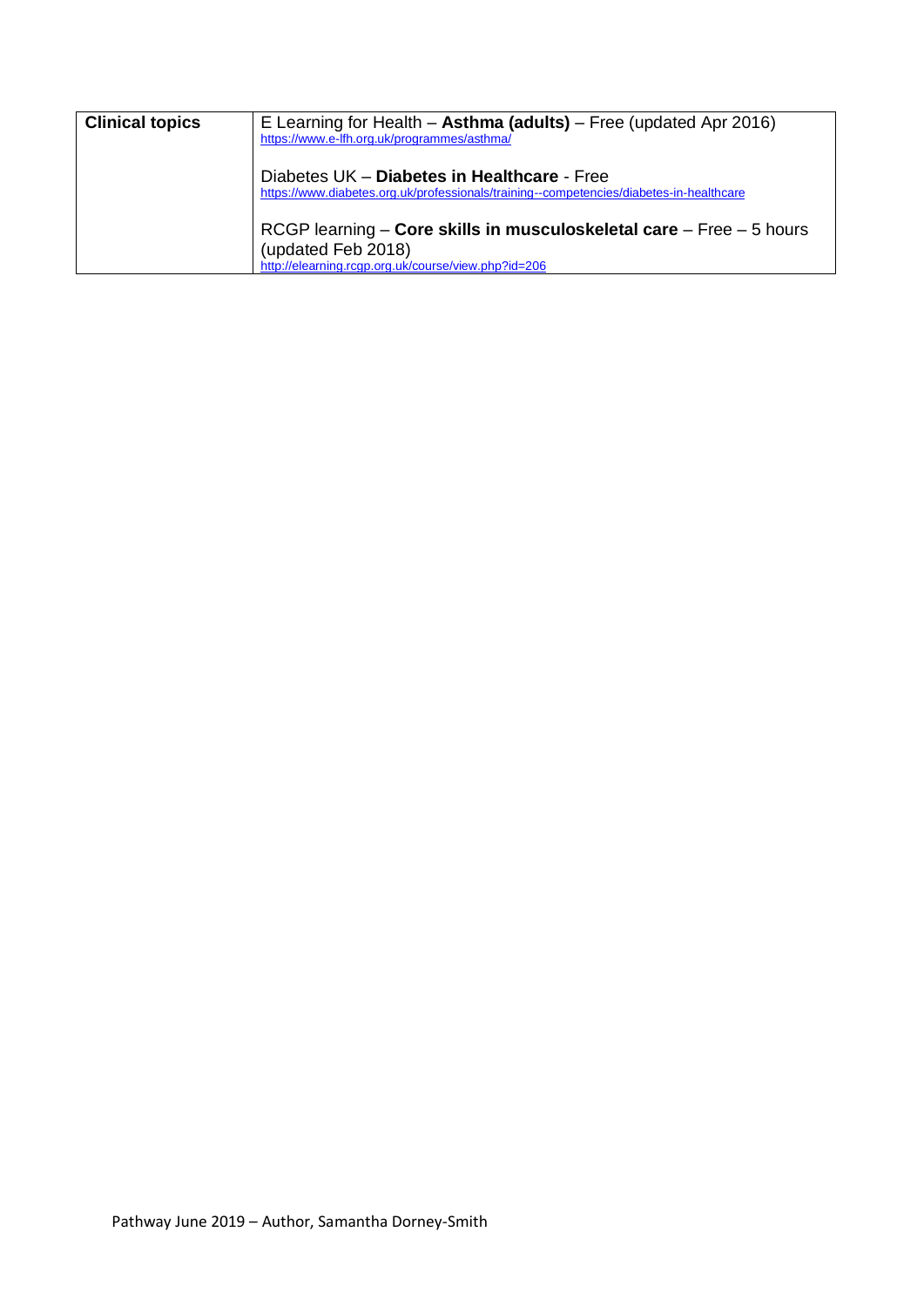| | |
|---|---|
| **Clinical topics** | E Learning for Health – **Asthma (adults)** – Free (updated Apr 2016)<br>https://www.e-lfh.org.uk/programmes/asthma/<br><br>Diabetes UK – **Diabetes in Healthcare** - Free<br>https://www.diabetes.org.uk/professionals/training--competencies/diabetes-in-healthcare<br><br>RCGP learning – **Core skills in musculoskeletal care** – Free – 5 hours (updated Feb 2018)<br>http://elearning.rcgp.org.uk/course/view.php?id=206 |

Pathway June 2019 – Author, Samantha Dorney-Smith